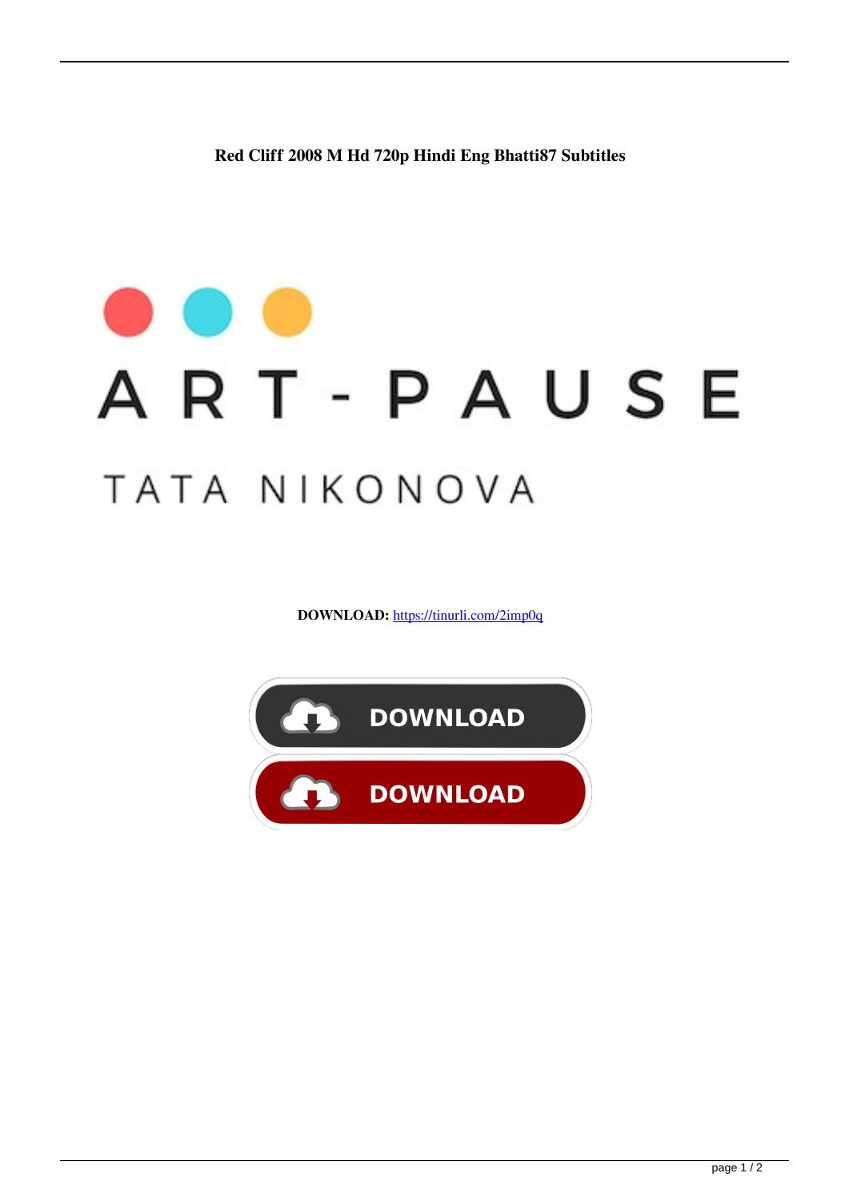**Red Cliff 2008 M Hd 720p Hindi Eng Bhatti87 Subtitles**

ART-PAUSE

TATA NIKONOVA

**DOWNLOAD:** https://tinurli.com/2imp0q

DOWNLOAD

DOWNLOAD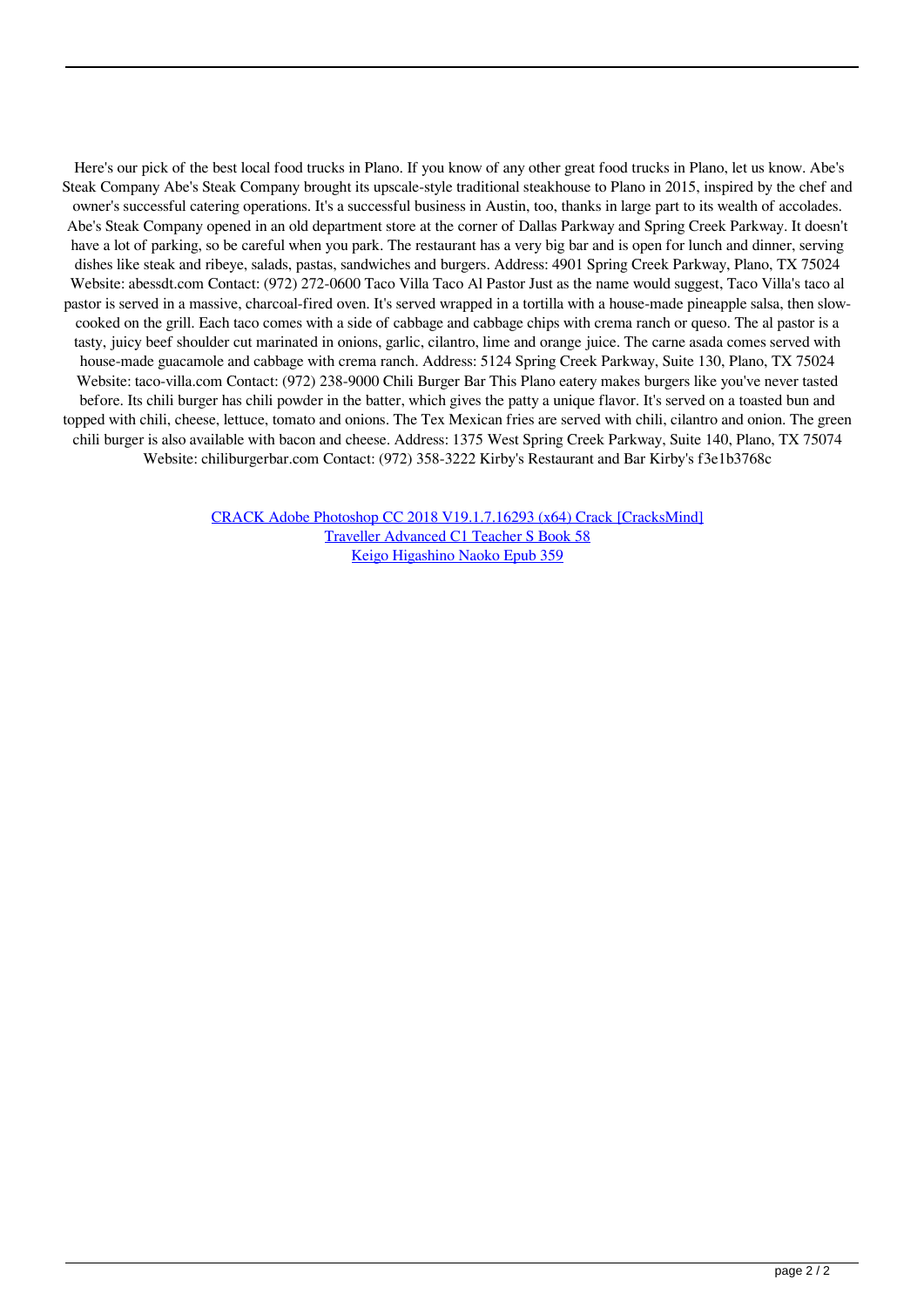Here's our pick of the best local food trucks in Plano. If you know of any other great food trucks in Plano, let us know. Abe's Steak Company Abe's Steak Company brought its upscale-style traditional steakhouse to Plano in 2015, inspired by the chef and owner's successful catering operations. It's a successful business in Austin, too, thanks in large part to its wealth of accolades. Abe's Steak Company opened in an old department store at the corner of Dallas Parkway and Spring Creek Parkway. It doesn't have a lot of parking, so be careful when you park. The restaurant has a very big bar and is open for lunch and dinner, serving dishes like steak and ribeye, salads, pastas, sandwiches and burgers. Address: 4901 Spring Creek Parkway, Plano, TX 75024 Website: abessdt.com Contact: (972) 272-0600 Taco Villa Taco Al Pastor Just as the name would suggest, Taco Villa's taco al pastor is served in a massive, charcoal-fired oven. It's served wrapped in a tortilla with a house-made pineapple salsa, then slow-cooked on the grill. Each taco comes with a side of cabbage and cabbage chips with crema ranch or queso. The al pastor is a tasty, juicy beef shoulder cut marinated in onions, garlic, cilantro, lime and orange juice. The carne asada comes served with house-made guacamole and cabbage with crema ranch. Address: 5124 Spring Creek Parkway, Suite 130, Plano, TX 75024 Website: taco-villa.com Contact: (972) 238-9000 Chili Burger Bar This Plano eatery makes burgers like you've never tasted before. Its chili burger has chili powder in the batter, which gives the patty a unique flavor. It's served on a toasted bun and topped with chili, cheese, lettuce, tomato and onions. The Tex Mexican fries are served with chili, cilantro and onion. The green chili burger is also available with bacon and cheese. Address: 1375 West Spring Creek Parkway, Suite 140, Plano, TX 75074 Website: chiliburgerbar.com Contact: (972) 358-3222 Kirby's Restaurant and Bar Kirby's f3e1b3768c

CRACK Adobe Photoshop CC 2018 V19.1.7.16293 (x64) Crack [CracksMind]
Traveller Advanced C1 Teacher S Book 58
Keigo Higashino Naoko Epub 359